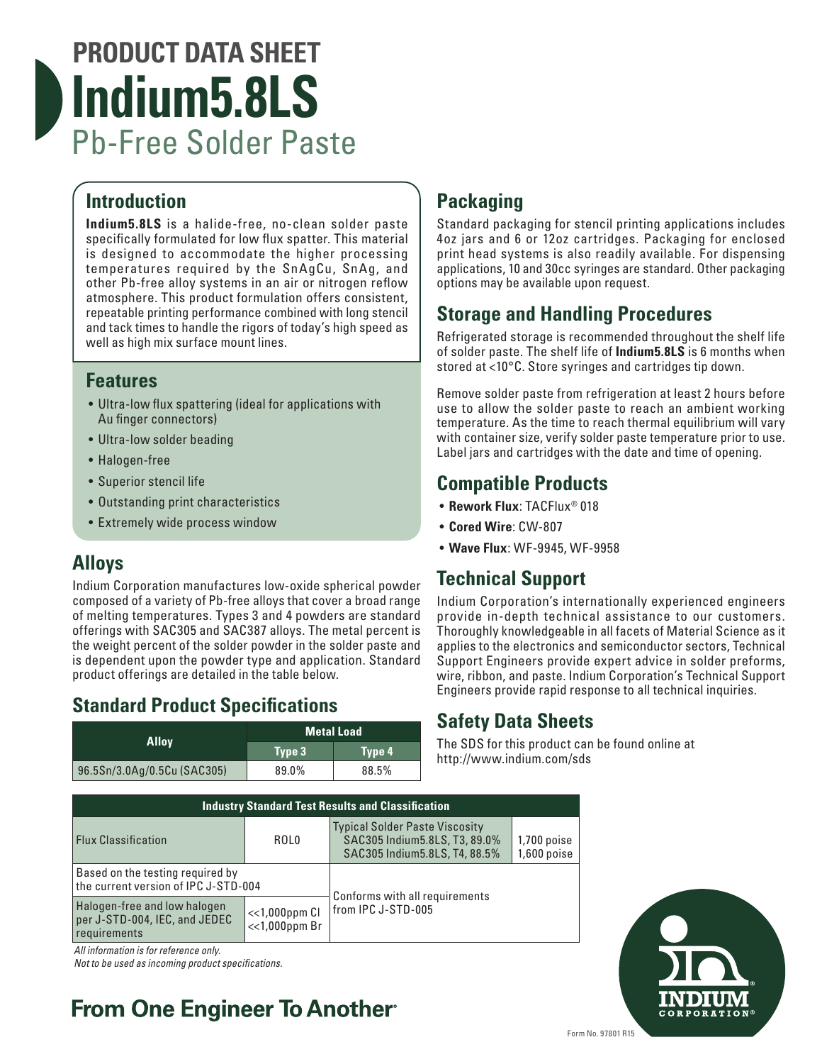# PRODUCT DATA SHEET

# Indium5.8LS

## Pb-Free Solder Paste

## Introduction

**Indium5.8LS** is a halide-free, no-clean solder paste specifically formulated for low flux spatter. This material is designed to accommodate the higher processing temperatures required by the SnAgCu, SnAg, and other Pb-free alloy systems in an air or nitrogen reflow atmosphere. This product formulation offers consistent, repeatable printing performance combined with long stencil and tack times to handle the rigors of today's high speed as well as high mix surface mount lines.

## Features

- Ultra-low flux spattering (ideal for applications with Au finger connectors)
- Ultra-low solder beading
- Halogen-free
- Superior stencil life
- Outstanding print characteristics
- Extremely wide process window

## Alloys

Indium Corporation manufactures low-oxide spherical powder composed of a variety of Pb-free alloys that cover a broad range of melting temperatures. Types 3 and 4 powders are standard offerings with SAC305 and SAC387 alloys. The metal percent is the weight percent of the solder powder in the solder paste and is dependent upon the powder type and application. Standard product offerings are detailed in the table below.

## Standard Product Specifications

| Alloy | Metal Load | |
|---|---|---|
| | Type 3 | Type 4 |
| 96.5Sn/3.0Ag/0.5Cu (SAC305) | 89.0% | 88.5% |

## Packaging

Standard packaging for stencil printing applications includes 4oz jars and 6 or 12oz cartridges. Packaging for enclosed print head systems is also readily available. For dispensing applications, 10 and 30cc syringes are standard. Other packaging options may be available upon request.

## Storage and Handling Procedures

Refrigerated storage is recommended throughout the shelf life of solder paste. The shelf life of **Indium5.8LS** is 6 months when stored at <10°C. Store syringes and cartridges tip down.

Remove solder paste from refrigeration at least 2 hours before use to allow the solder paste to reach an ambient working temperature. As the time to reach thermal equilibrium will vary with container size, verify solder paste temperature prior to use. Label jars and cartridges with the date and time of opening.

## Compatible Products

- **Rework Flux**: TACFlux® 018
- **Cored Wire**: CW-807
- **Wave Flux**: WF-9945, WF-9958

## Technical Support

Indium Corporation's internationally experienced engineers provide in-depth technical assistance to our customers. Thoroughly knowledgeable in all facets of Material Science as it applies to the electronics and semiconductor sectors, Technical Support Engineers provide expert advice in solder preforms, wire, ribbon, and paste. Indium Corporation's Technical Support Engineers provide rapid response to all technical inquiries.

## Safety Data Sheets

The SDS for this product can be found online at http://www.indium.com/sds

| Industry Standard Test Results and Classification | | | |
|---|---|---|---|
| Flux Classification | ROL0 | Typical Solder Paste Viscosity<br>SAC305 Indium5.8LS, T3, 89.0%<br>SAC305 Indium5.8LS, T4, 88.5% | 1,700 poise<br>1,600 poise |
| Based on the testing required by the current version of IPC J-STD-004 | | Conforms with all requirements from IPC J-STD-005 | |
| Halogen-free and low halogen per J-STD-004, IEC, and JEDEC requirements | <<1,000ppm Cl<br><<1,000ppm Br | | |

*All information is for reference only.*
*Not to be used as incoming product specifications.*

**From One Engineer To Another®**

Form No. 97801 R15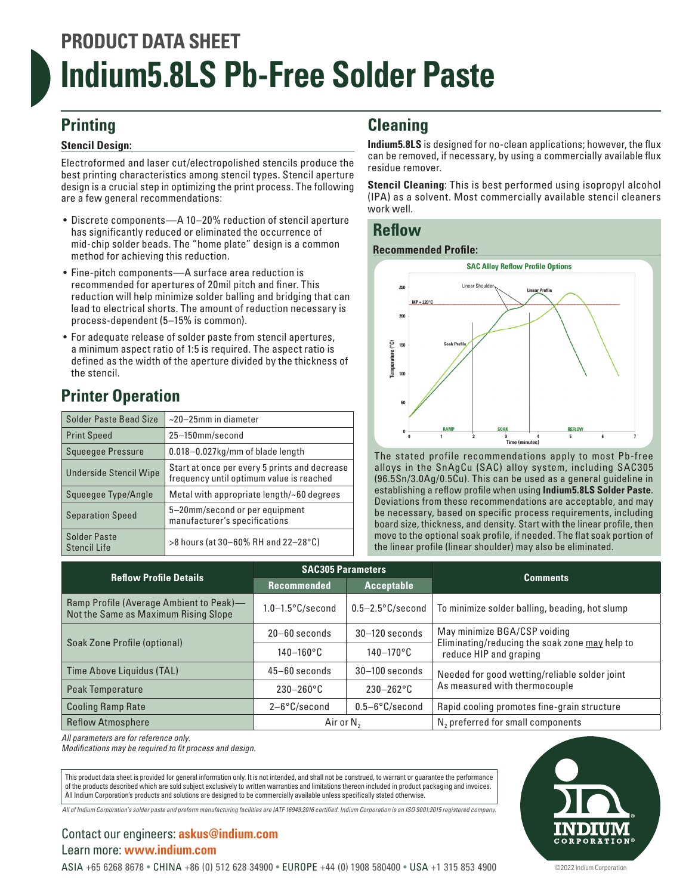# PRODUCT DATA SHEET
# Indium5.8LS Pb-Free Solder Paste

## Printing

### Stencil Design:

Electroformed and laser cut/electropolished stencils produce the best printing characteristics among stencil types. Stencil aperture design is a crucial step in optimizing the print process. The following are a few general recommendations:

- Discrete components—A 10–20% reduction of stencil aperture has significantly reduced or eliminated the occurrence of mid-chip solder beads. The "home plate" design is a common method for achieving this reduction.
- Fine-pitch components—A surface area reduction is recommended for apertures of 20mil pitch and finer. This reduction will help minimize solder balling and bridging that can lead to electrical shorts. The amount of reduction necessary is process-dependent (5–15% is common).
- For adequate release of solder paste from stencil apertures, a minimum aspect ratio of 1:5 is required. The aspect ratio is defined as the width of the aperture divided by the thickness of the stencil.

## Printer Operation

| | |
|---|---|
| Solder Paste Bead Size | ~20–25mm in diameter |
| Print Speed | 25–150mm/second |
| Squeegee Pressure | 0.018–0.027kg/mm of blade length |
| Underside Stencil Wipe | Start at once per every 5 prints and decrease frequency until optimum value is reached |
| Squeegee Type/Angle | Metal with appropriate length/~60 degrees |
| Separation Speed | 5–20mm/second or per equipment manufacturer's specifications |
| Solder Paste Stencil Life | >8 hours (at 30–60% RH and 22–28°C) |

## Cleaning

**Indium5.8LS** is designed for no-clean applications; however, the flux can be removed, if necessary, by using a commercially available flux residue remover.

**Stencil Cleaning**: This is best performed using isopropyl alcohol (IPA) as a solvent. Most commercially available stencil cleaners work well.

## Reflow

### Recommended Profile:

SAC Alloy Reflow Profile Options

Linear Shoulder
Linear Profile
MP = 220°C
Soak Profile
Temperature (°C)
0
50
100
150
200
250
RAMP
SOAK
REFLOW
0 1 2 3 4 5 6 7
Time (minutes)

The stated profile recommendations apply to most Pb-free alloys in the SnAgCu (SAC) alloy system, including SAC305 (96.5Sn/3.0Ag/0.5Cu). This can be used as a general guideline in establishing a reflow profile when using **Indium5.8LS Solder Paste**. Deviations from these recommendations are acceptable, and may be necessary, based on specific process requirements, including board size, thickness, and density. Start with the linear profile, then move to the optional soak profile, if needed. The flat soak portion of the linear profile (linear shoulder) may also be eliminated.

| Reflow Profile Details | SAC305 Parameters | | Comments |
|---|---|---|---|
| | Recommended | Acceptable | |
| Ramp Profile (Average Ambient to Peak)—Not the Same as Maximum Rising Slope | 1.0–1.5°C/second | 0.5–2.5°C/second | To minimize solder balling, beading, hot slump |
| Soak Zone Profile (optional) | 20–60 seconds | 30–120 seconds | May minimize BGA/CSP voiding |
| | 140–160°C | 140–170°C | Eliminating/reducing the soak zone may help to reduce HIP and graping |
| Time Above Liquidus (TAL) | 45–60 seconds | 30–100 seconds | Needed for good wetting/reliable solder joint |
| Peak Temperature | 230–260°C | 230–262°C | As measured with thermocouple |
| Cooling Ramp Rate | 2–6°C/second | 0.5–6°C/second | Rapid cooling promotes fine-grain structure |
| Reflow Atmosphere | Air or $N_2$ | | $N_2$ preferred for small components |

*All parameters are for reference only.*
*Modifications may be required to fit process and design.*

This product data sheet is provided for general information only. It is not intended, and shall not be construed, to warrant or guarantee the performance of the products described which are sold subject exclusively to written warranties and limitations thereon included in product packaging and invoices. All Indium Corporation's products and solutions are designed to be commercially available unless specifically stated otherwise.

*All of Indium Corporation's solder paste and preform manufacturing facilities are IATF 16949:2016 certified. Indium Corporation is an ISO 9001:2015 registered company.*

Contact our engineers: **askus@indium.com**
Learn more: **www.indium.com**

ASIA +65 6268 8678 • CHINA +86 (0) 512 628 34900 • EUROPE +44 (0) 1908 580400 • USA +1 315 853 4900

INDIUM CORPORATION®

©2022 Indium Corporation